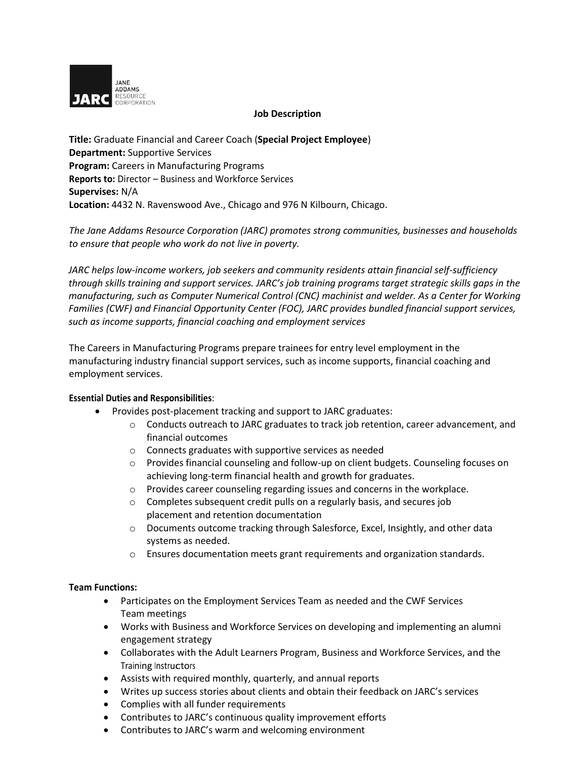JANE ADDAMS RESOURCE CORPORATION

# Job Description

**Title:** Graduate Financial and Career Coach (**Special Project Employee**)
**Department:** Supportive Services
**Program:** Careers in Manufacturing Programs
**Reports to:** Director – Business and Workforce Services
**Supervises:** N/A
**Location:** 4432 N. Ravenswood Ave., Chicago and 976 N Kilbourn, Chicago.

*The Jane Addams Resource Corporation (JARC) promotes strong communities, businesses and households to ensure that people who work do not live in poverty.*

*JARC helps low-income workers, job seekers and community residents attain financial self-sufficiency through skills training and support services. JARC's job training programs target strategic skills gaps in the manufacturing, such as Computer Numerical Control (CNC) machinist and welder. As a Center for Working Families (CWF) and Financial Opportunity Center (FOC), JARC provides bundled financial support services, such as income supports, financial coaching and employment services*

The Careers in Manufacturing Programs prepare trainees for entry level employment in the manufacturing industry financial support services, such as income supports, financial coaching and employment services.

**Essential Duties and Responsibilities**:

- Provides post-placement tracking and support to JARC graduates:
  - Conducts outreach to JARC graduates to track job retention, career advancement, and financial outcomes
  - Connects graduates with supportive services as needed
  - Provides financial counseling and follow-up on client budgets. Counseling focuses on achieving long-term financial health and growth for graduates.
  - Provides career counseling regarding issues and concerns in the workplace.
  - Completes subsequent credit pulls on a regularly basis, and secures job placement and retention documentation
  - Documents outcome tracking through Salesforce, Excel, Insightly, and other data systems as needed.
  - Ensures documentation meets grant requirements and organization standards.

**Team Functions:**

- Participates on the Employment Services Team as needed and the CWF Services Team meetings
- Works with Business and Workforce Services on developing and implementing an alumni engagement strategy
- Collaborates with the Adult Learners Program, Business and Workforce Services, and the Training Instructors
- Assists with required monthly, quarterly, and annual reports
- Writes up success stories about clients and obtain their feedback on JARC's services
- Complies with all funder requirements
- Contributes to JARC's continuous quality improvement efforts
- Contributes to JARC's warm and welcoming environment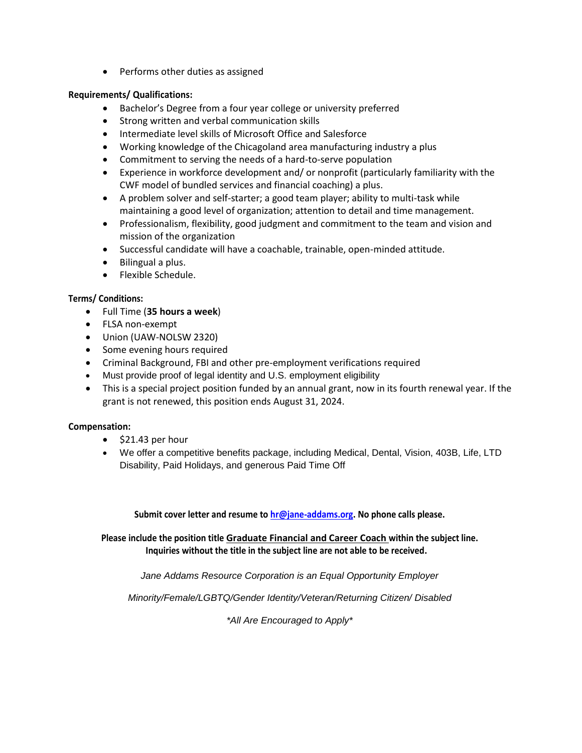- Performs other duties as assigned

**Requirements/ Qualifications:**

- Bachelor's Degree from a four year college or university preferred
- Strong written and verbal communication skills
- Intermediate level skills of Microsoft Office and Salesforce
- Working knowledge of the Chicagoland area manufacturing industry a plus
- Commitment to serving the needs of a hard-to-serve population
- Experience in workforce development and/ or nonprofit (particularly familiarity with the CWF model of bundled services and financial coaching) a plus.
- A problem solver and self-starter; a good team player; ability to multi-task while maintaining a good level of organization; attention to detail and time management.
- Professionalism, flexibility, good judgment and commitment to the team and vision and mission of the organization
- Successful candidate will have a coachable, trainable, open-minded attitude.
- Bilingual a plus.
- Flexible Schedule.

**Terms/ Conditions:**

- Full Time (**35 hours a week**)
- FLSA non-exempt
- Union (UAW-NOLSW 2320)
- Some evening hours required
- Criminal Background, FBI and other pre-employment verifications required
- Must provide proof of legal identity and U.S. employment eligibility
- This is a special project position funded by an annual grant, now in its fourth renewal year. If the grant is not renewed, this position ends August 31, 2024.

**Compensation:**

- $21.43 per hour
- We offer a competitive benefits package, including Medical, Dental, Vision, 403B, Life, LTD Disability, Paid Holidays, and generous Paid Time Off

**Submit cover letter and resume to hr@jane-addams.org. No phone calls please.**

**Please include the position title Graduate Financial and Career Coach within the subject line. Inquiries without the title in the subject line are not able to be received.**

*Jane Addams Resource Corporation is an Equal Opportunity Employer*

*Minority/Female/LGBTQ/Gender Identity/Veteran/Returning Citizen/ Disabled*

*\*All Are Encouraged to Apply\**